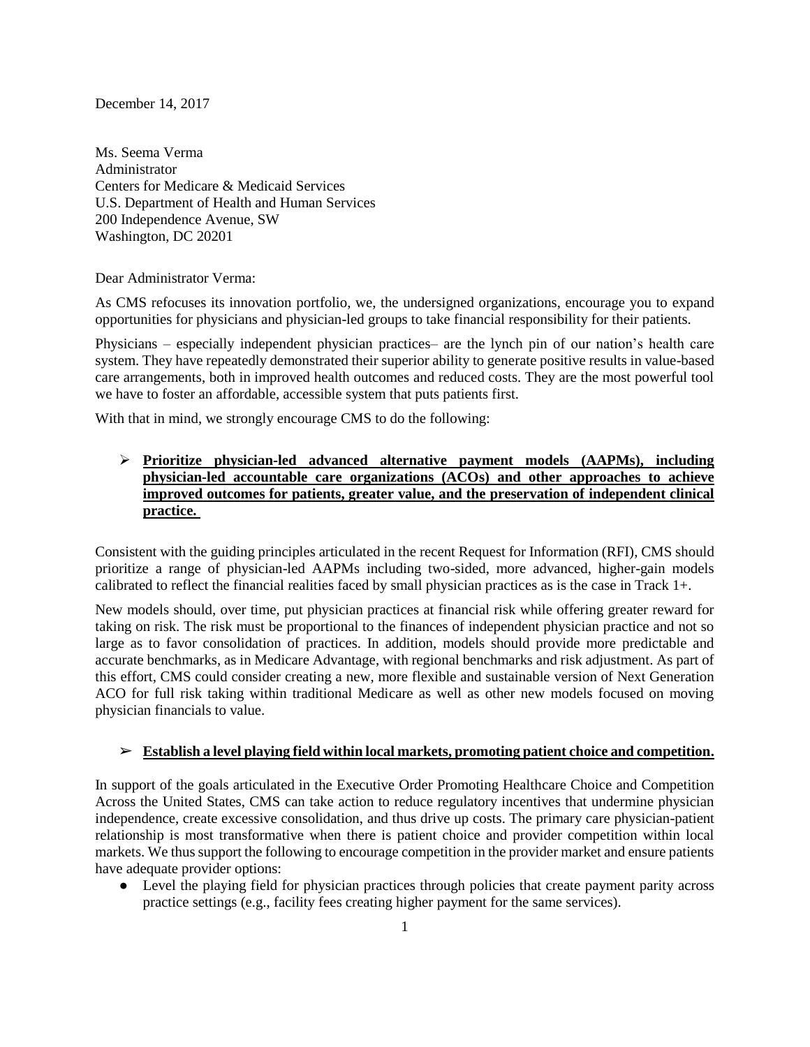December 14, 2017

Ms. Seema Verma
Administrator
Centers for Medicare & Medicaid Services
U.S. Department of Health and Human Services
200 Independence Avenue, SW
Washington, DC 20201

Dear Administrator Verma:

As CMS refocuses its innovation portfolio, we, the undersigned organizations, encourage you to expand opportunities for physicians and physician-led groups to take financial responsibility for their patients.

Physicians – especially independent physician practices– are the lynch pin of our nation's health care system. They have repeatedly demonstrated their superior ability to generate positive results in value-based care arrangements, both in improved health outcomes and reduced costs. They are the most powerful tool we have to foster an affordable, accessible system that puts patients first.

With that in mind, we strongly encourage CMS to do the following:

- **Prioritize physician-led advanced alternative payment models (AAPMs), including physician-led accountable care organizations (ACOs) and other approaches to achieve improved outcomes for patients, greater value, and the preservation of independent clinical practice.**

Consistent with the guiding principles articulated in the recent Request for Information (RFI), CMS should prioritize a range of physician-led AAPMs including two-sided, more advanced, higher-gain models calibrated to reflect the financial realities faced by small physician practices as is the case in Track 1+.

New models should, over time, put physician practices at financial risk while offering greater reward for taking on risk. The risk must be proportional to the finances of independent physician practice and not so large as to favor consolidation of practices. In addition, models should provide more predictable and accurate benchmarks, as in Medicare Advantage, with regional benchmarks and risk adjustment. As part of this effort, CMS could consider creating a new, more flexible and sustainable version of Next Generation ACO for full risk taking within traditional Medicare as well as other new models focused on moving physician financials to value.

- **Establish a level playing field within local markets, promoting patient choice and competition.**

In support of the goals articulated in the Executive Order Promoting Healthcare Choice and Competition Across the United States, CMS can take action to reduce regulatory incentives that undermine physician independence, create excessive consolidation, and thus drive up costs. The primary care physician-patient relationship is most transformative when there is patient choice and provider competition within local markets. We thus support the following to encourage competition in the provider market and ensure patients have adequate provider options:

- Level the playing field for physician practices through policies that create payment parity across practice settings (e.g., facility fees creating higher payment for the same services).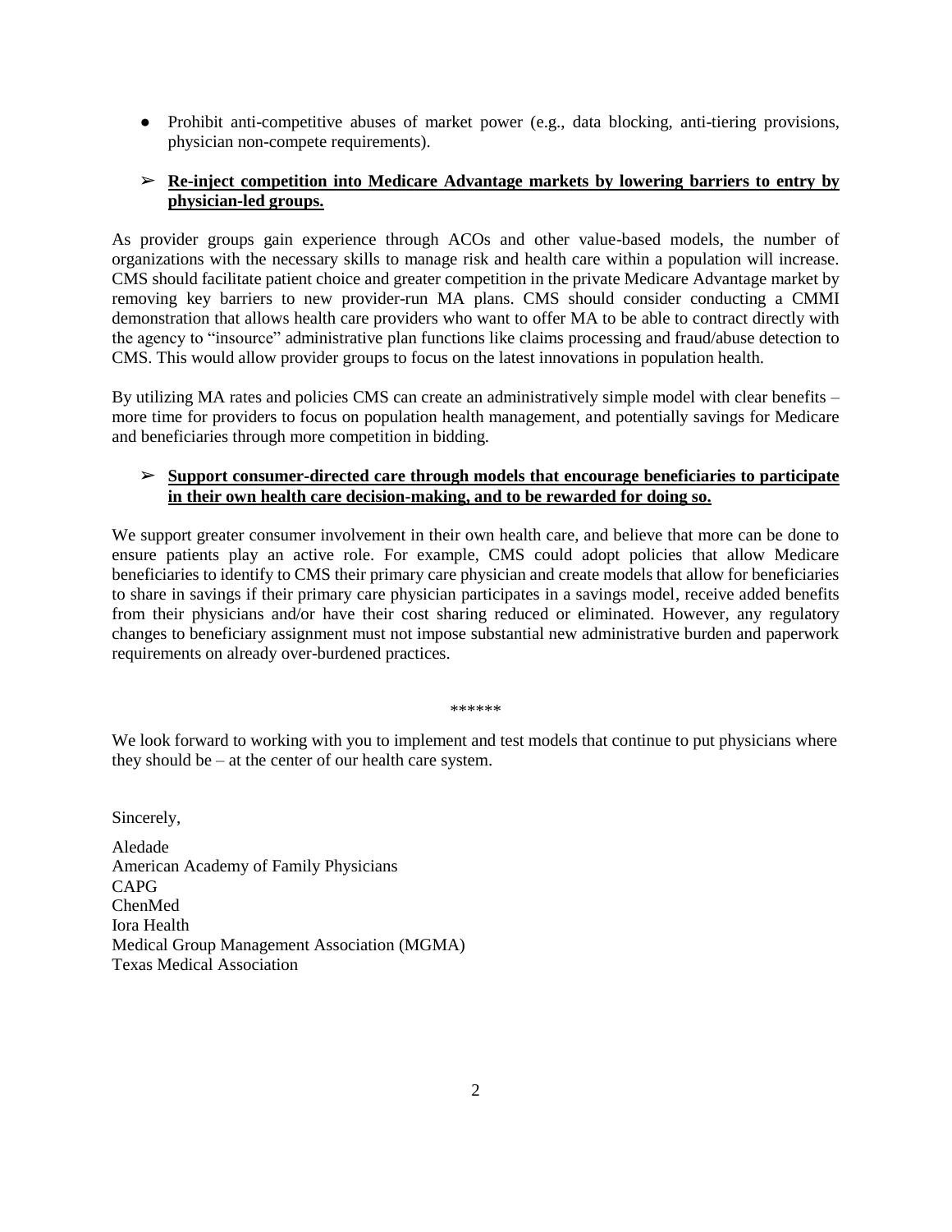- Prohibit anti-competitive abuses of market power (e.g., data blocking, anti-tiering provisions, physician non-compete requirements).

➢ **Re-inject competition into Medicare Advantage markets by lowering barriers to entry by physician-led groups.**

As provider groups gain experience through ACOs and other value-based models, the number of organizations with the necessary skills to manage risk and health care within a population will increase. CMS should facilitate patient choice and greater competition in the private Medicare Advantage market by removing key barriers to new provider-run MA plans. CMS should consider conducting a CMMI demonstration that allows health care providers who want to offer MA to be able to contract directly with the agency to "insource" administrative plan functions like claims processing and fraud/abuse detection to CMS. This would allow provider groups to focus on the latest innovations in population health.

By utilizing MA rates and policies CMS can create an administratively simple model with clear benefits – more time for providers to focus on population health management, and potentially savings for Medicare and beneficiaries through more competition in bidding.

➢ **Support consumer-directed care through models that encourage beneficiaries to participate in their own health care decision-making, and to be rewarded for doing so.**

We support greater consumer involvement in their own health care, and believe that more can be done to ensure patients play an active role. For example, CMS could adopt policies that allow Medicare beneficiaries to identify to CMS their primary care physician and create models that allow for beneficiaries to share in savings if their primary care physician participates in a savings model, receive added benefits from their physicians and/or have their cost sharing reduced or eliminated. However, any regulatory changes to beneficiary assignment must not impose substantial new administrative burden and paperwork requirements on already over-burdened practices.

******

We look forward to working with you to implement and test models that continue to put physicians where they should be – at the center of our health care system.

Sincerely,

Aledade
American Academy of Family Physicians
CAPG
ChenMed
Iora Health
Medical Group Management Association (MGMA)
Texas Medical Association